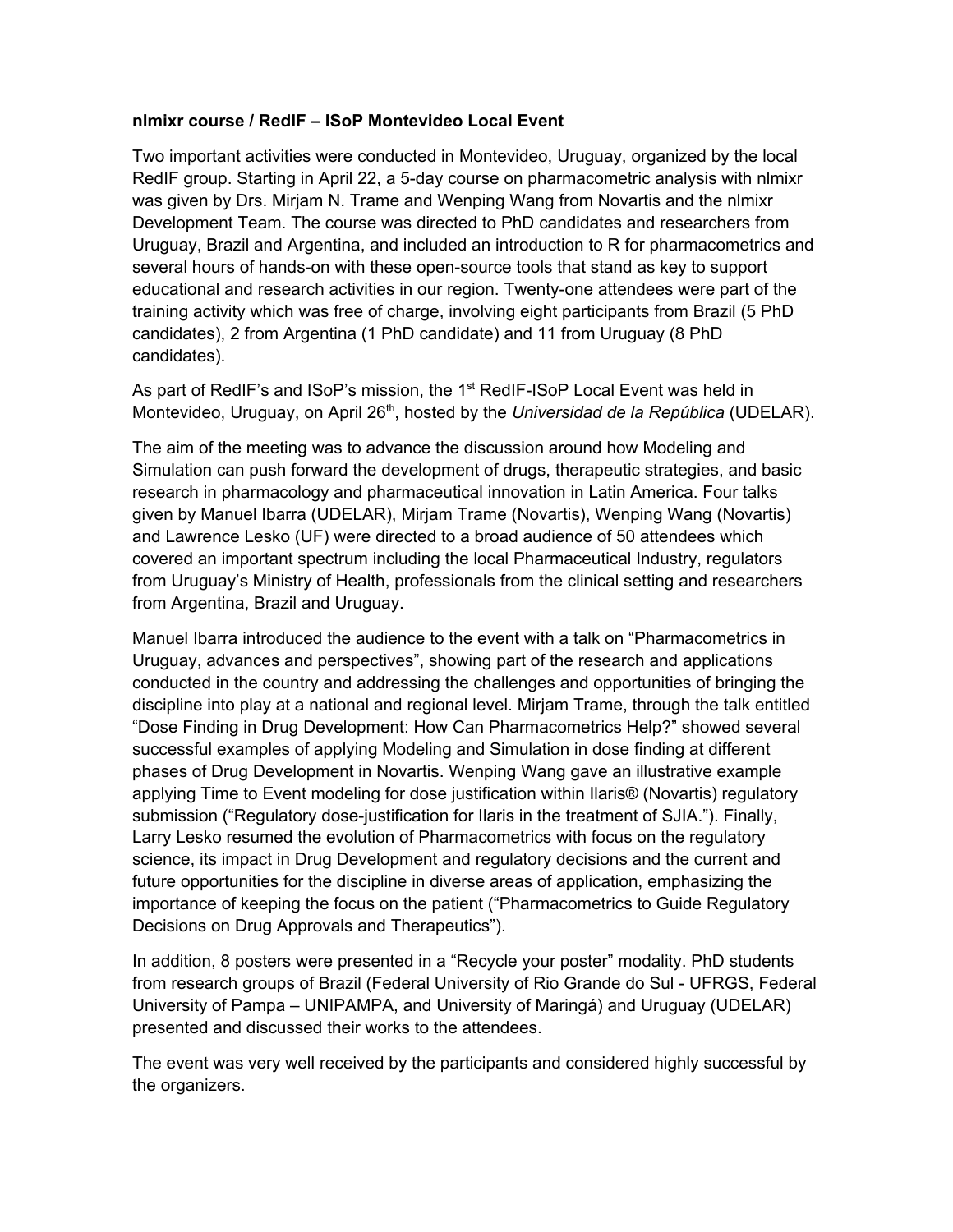**nlmixr course / RedIF – ISoP Montevideo Local Event**

Two important activities were conducted in Montevideo, Uruguay, organized by the local RedIF group. Starting in April 22, a 5-day course on pharmacometric analysis with nlmixr was given by Drs. Mirjam N. Trame and Wenping Wang from Novartis and the nlmixr Development Team. The course was directed to PhD candidates and researchers from Uruguay, Brazil and Argentina, and included an introduction to R for pharmacometrics and several hours of hands-on with these open-source tools that stand as key to support educational and research activities in our region. Twenty-one attendees were part of the training activity which was free of charge, involving eight participants from Brazil (5 PhD candidates), 2 from Argentina (1 PhD candidate) and 11 from Uruguay (8 PhD candidates).

As part of RedIF's and ISoP's mission, the 1st RedIF-ISoP Local Event was held in Montevideo, Uruguay, on April 26th, hosted by the *Universidad de la República* (UDELAR).

The aim of the meeting was to advance the discussion around how Modeling and Simulation can push forward the development of drugs, therapeutic strategies, and basic research in pharmacology and pharmaceutical innovation in Latin America. Four talks given by Manuel Ibarra (UDELAR), Mirjam Trame (Novartis), Wenping Wang (Novartis) and Lawrence Lesko (UF) were directed to a broad audience of 50 attendees which covered an important spectrum including the local Pharmaceutical Industry, regulators from Uruguay's Ministry of Health, professionals from the clinical setting and researchers from Argentina, Brazil and Uruguay.

Manuel Ibarra introduced the audience to the event with a talk on "Pharmacometrics in Uruguay, advances and perspectives", showing part of the research and applications conducted in the country and addressing the challenges and opportunities of bringing the discipline into play at a national and regional level. Mirjam Trame, through the talk entitled "Dose Finding in Drug Development: How Can Pharmacometrics Help?" showed several successful examples of applying Modeling and Simulation in dose finding at different phases of Drug Development in Novartis. Wenping Wang gave an illustrative example applying Time to Event modeling for dose justification within Ilaris® (Novartis) regulatory submission ("Regulatory dose-justification for Ilaris in the treatment of SJIA."). Finally, Larry Lesko resumed the evolution of Pharmacometrics with focus on the regulatory science, its impact in Drug Development and regulatory decisions and the current and future opportunities for the discipline in diverse areas of application, emphasizing the importance of keeping the focus on the patient ("Pharmacometrics to Guide Regulatory Decisions on Drug Approvals and Therapeutics").

In addition, 8 posters were presented in a "Recycle your poster" modality. PhD students from research groups of Brazil (Federal University of Rio Grande do Sul - UFRGS, Federal University of Pampa – UNIPAMPA, and University of Maringá) and Uruguay (UDELAR) presented and discussed their works to the attendees.

The event was very well received by the participants and considered highly successful by the organizers.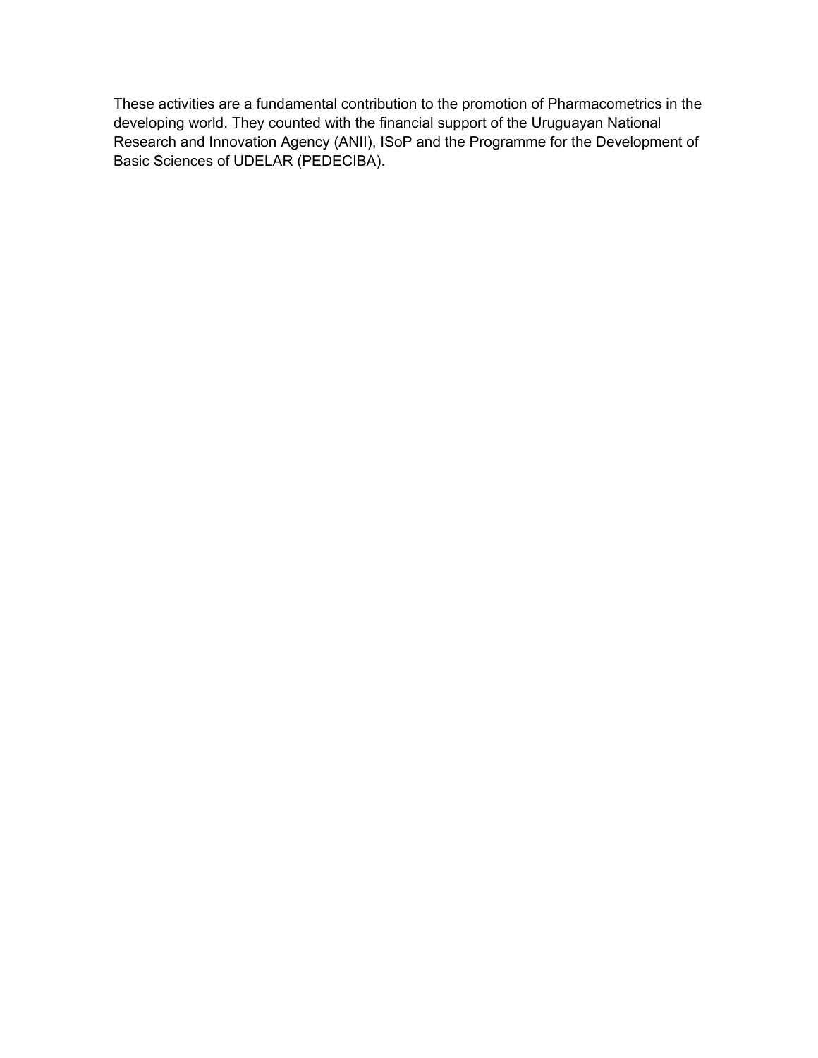These activities are a fundamental contribution to the promotion of Pharmacometrics in the developing world. They counted with the financial support of the Uruguayan National Research and Innovation Agency (ANII), ISoP and the Programme for the Development of Basic Sciences of UDELAR (PEDECIBA).